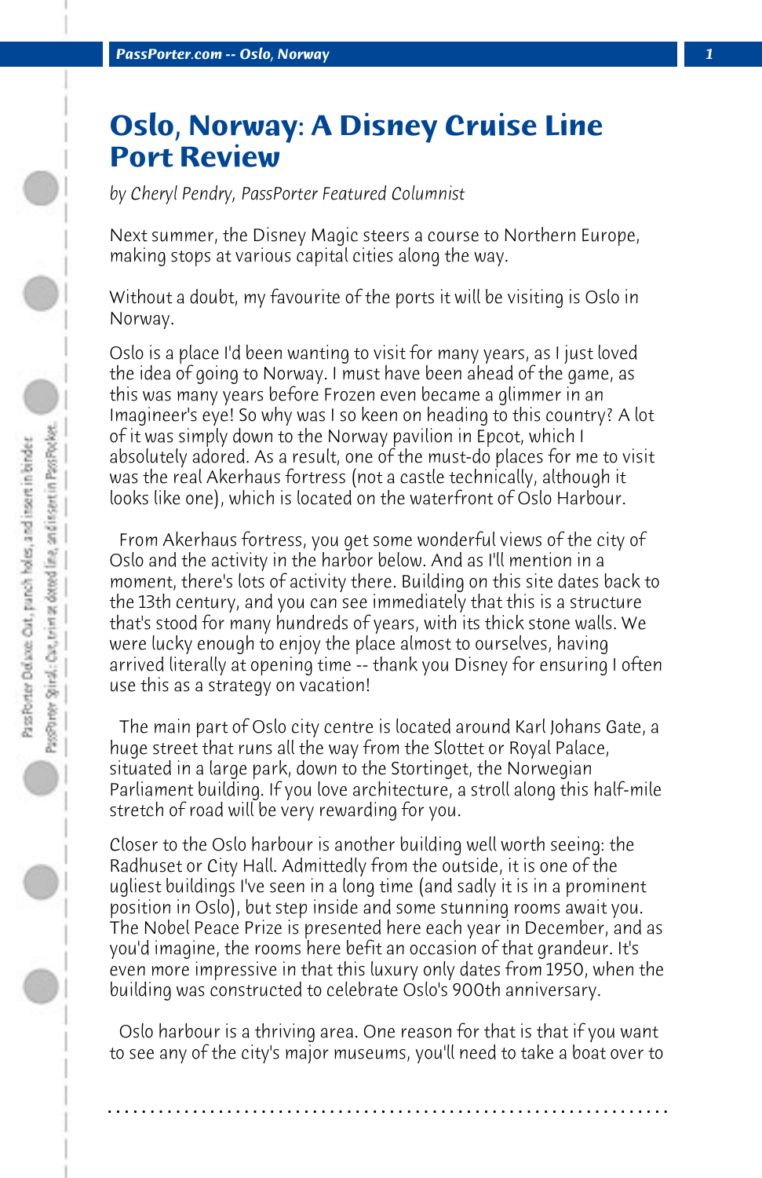# Oslo, Norway: A Disney Cruise Line Port Review

*by Cheryl Pendry, PassPorter Featured Columnist*

Next summer, the Disney Magic steers a course to Northern Europe, making stops at various capital cities along the way.

Without a doubt, my favourite of the ports it will be visiting is Oslo in Norway.

Oslo is a place I'd been wanting to visit for many years, as I just loved the idea of going to Norway. I must have been ahead of the game, as this was many years before Frozen even became a glimmer in an Imagineer's eye! So why was I so keen on heading to this country? A lot of it was simply down to the Norway pavilion in Epcot, which I absolutely adored. As a result, one of the must-do places for me to visit was the real Akerhaus fortress (not a castle technically, although it looks like one), which is located on the waterfront of Oslo Harbour.

From Akerhaus fortress, you get some wonderful views of the city of Oslo and the activity in the harbor below. And as I'll mention in a moment, there's lots of activity there. Building on this site dates back to the 13th century, and you can see immediately that this is a structure that's stood for many hundreds of years, with its thick stone walls. We were lucky enough to enjoy the place almost to ourselves, having arrived literally at opening time -- thank you Disney for ensuring I often use this as a strategy on vacation!

The main part of Oslo city centre is located around Karl Johans Gate, a huge street that runs all the way from the Slottet or Royal Palace, situated in a large park, down to the Stortinget, the Norwegian Parliament building. If you love architecture, a stroll along this half-mile stretch of road will be very rewarding for you.

Closer to the Oslo harbour is another building well worth seeing: the Radhuset or City Hall. Admittedly from the outside, it is one of the ugliest buildings I've seen in a long time (and sadly it is in a prominent position in Oslo), but step inside and some stunning rooms await you. The Nobel Peace Prize is presented here each year in December, and as you'd imagine, the rooms here befit an occasion of that grandeur. It's even more impressive in that this luxury only dates from 1950, when the building was constructed to celebrate Oslo's 900th anniversary.

Oslo harbour is a thriving area. One reason for that is that if you want to see any of the city's major museums, you'll need to take a boat over to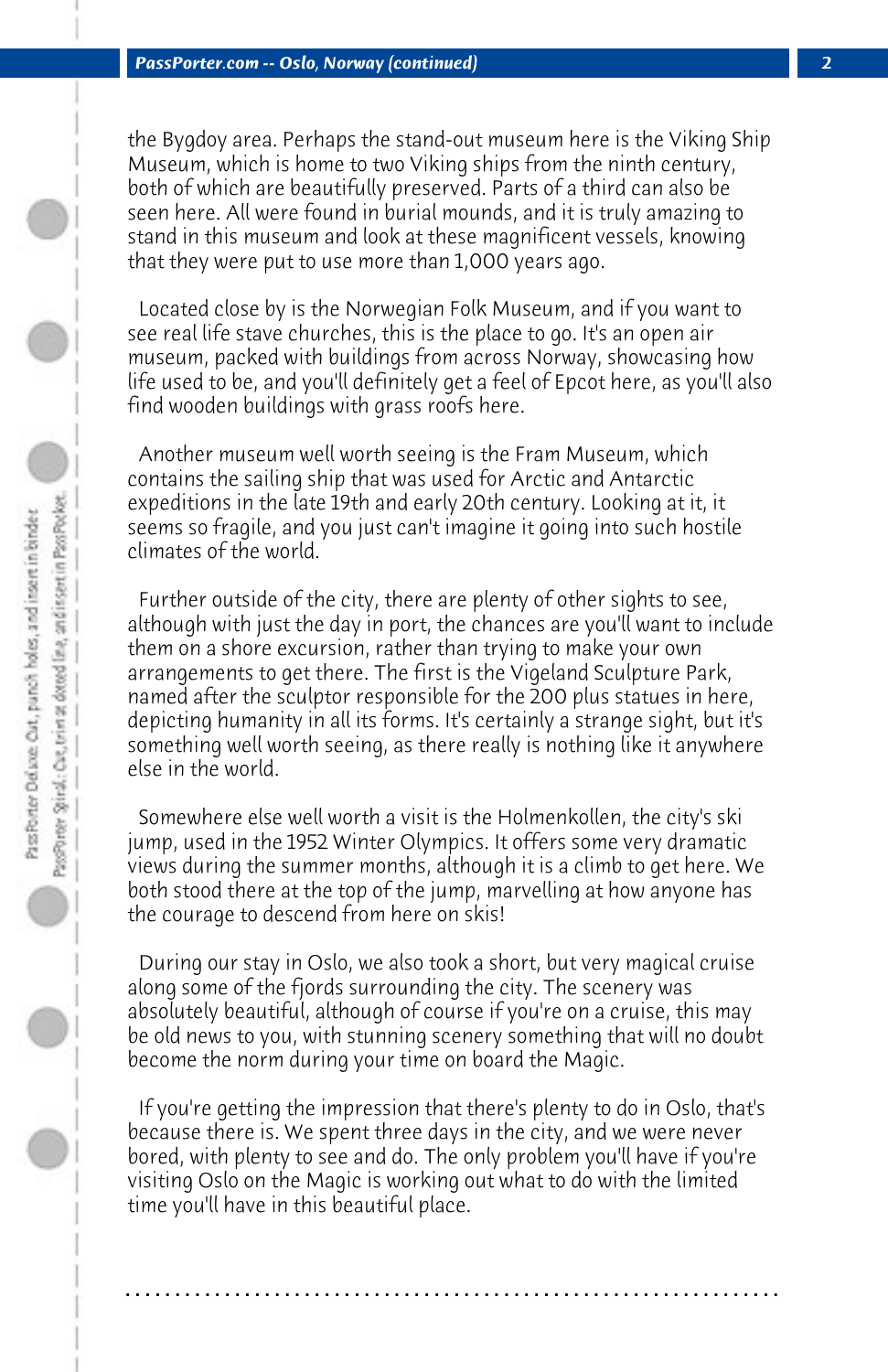the Bygdoy area. Perhaps the stand-out museum here is the Viking Ship Museum, which is home to two Viking ships from the ninth century, both of which are beautifully preserved. Parts of a third can also be seen here. All were found in burial mounds, and it is truly amazing to stand in this museum and look at these magnificent vessels, knowing that they were put to use more than 1,000 years ago.

Located close by is the Norwegian Folk Museum, and if you want to see real life stave churches, this is the place to go. It's an open air museum, packed with buildings from across Norway, showcasing how life used to be, and you'll definitely get a feel of Epcot here, as you'll also find wooden buildings with grass roofs here.

Another museum well worth seeing is the Fram Museum, which contains the sailing ship that was used for Arctic and Antarctic expeditions in the late 19th and early 20th century. Looking at it, it seems so fragile, and you just can't imagine it going into such hostile climates of the world.

Further outside of the city, there are plenty of other sights to see, although with just the day in port, the chances are you'll want to include them on a shore excursion, rather than trying to make your own arrangements to get there. The first is the Vigeland Sculpture Park, named after the sculptor responsible for the 200 plus statues in here, depicting humanity in all its forms. It's certainly a strange sight, but it's something well worth seeing, as there really is nothing like it anywhere else in the world.

Somewhere else well worth a visit is the Holmenkollen, the city's ski jump, used in the 1952 Winter Olympics. It offers some very dramatic views during the summer months, although it is a climb to get here. We both stood there at the top of the jump, marvelling at how anyone has the courage to descend from here on skis!

During our stay in Oslo, we also took a short, but very magical cruise along some of the fjords surrounding the city. The scenery was absolutely beautiful, although of course if you're on a cruise, this may be old news to you, with stunning scenery something that will no doubt become the norm during your time on board the Magic.

If you're getting the impression that there's plenty to do in Oslo, that's because there is. We spent three days in the city, and we were never bored, with plenty to see and do. The only problem you'll have if you're visiting Oslo on the Magic is working out what to do with the limited time you'll have in this beautiful place.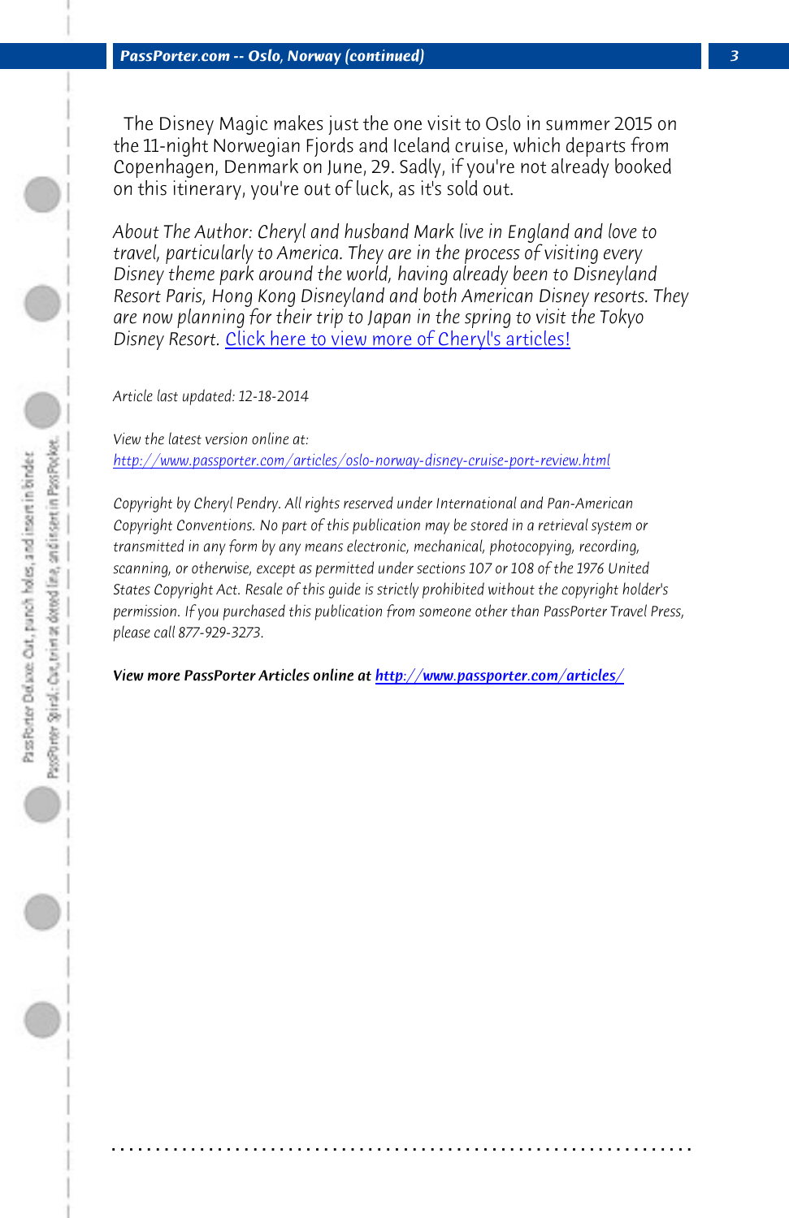The Disney Magic makes just the one visit to Oslo in summer 2015 on the 11-night Norwegian Fjords and Iceland cruise, which departs from Copenhagen, Denmark on June, 29. Sadly, if you're not already booked on this itinerary, you're out of luck, as it's sold out.

*About The Author: Cheryl and husband Mark live in England and love to travel, particularly to America. They are in the process of visiting every Disney theme park around the world, having already been to Disneyland Resort Paris, Hong Kong Disneyland and both American Disney resorts. They are now planning for their trip to Japan in the spring to visit the Tokyo Disney Resort.* Click here to view more of Cheryl's articles!

*Article last updated: 12-18-2014*

*View the latest version online at:*
*http://www.passporter.com/articles/oslo-norway-disney-cruise-port-review.html*

*Copyright by Cheryl Pendry. All rights reserved under International and Pan-American Copyright Conventions. No part of this publication may be stored in a retrieval system or transmitted in any form by any means electronic, mechanical, photocopying, recording, scanning, or otherwise, except as permitted under sections 107 or 108 of the 1976 United States Copyright Act. Resale of this guide is strictly prohibited without the copyright holder's permission. If you purchased this publication from someone other than PassPorter Travel Press, please call 877-929-3273.*

***View more PassPorter Articles online at http://www.passporter.com/articles/***